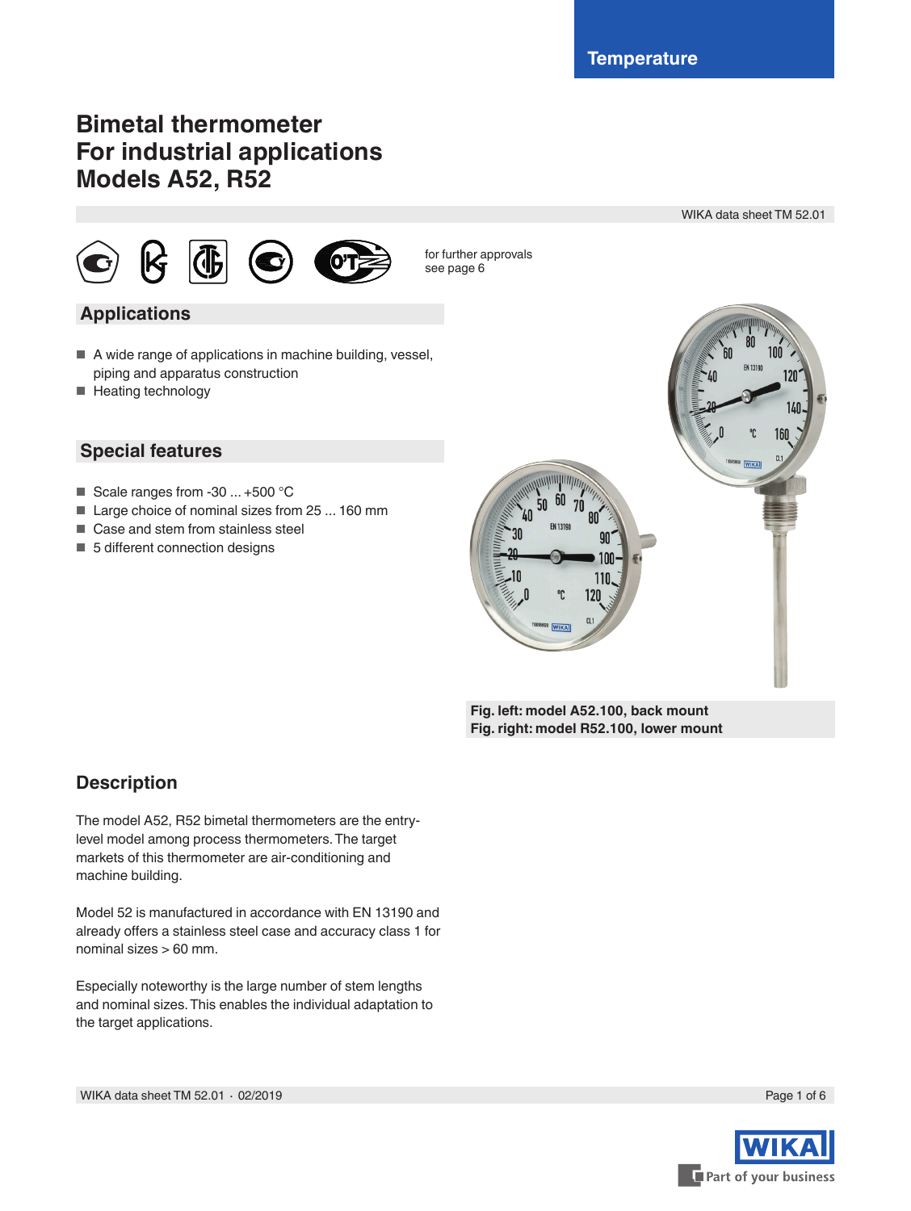Temperature

# Bimetal thermometer
# For industrial applications
# Models A52, R52

WIKA data sheet TM 52.01

for further approvals see page 6

## Applications

- A wide range of applications in machine building, vessel, piping and apparatus construction
- Heating technology

## Special features

- Scale ranges from -30 ... +500 °C
- Large choice of nominal sizes from 25 ... 160 mm
- Case and stem from stainless steel
- 5 different connection designs

**Fig. left: model A52.100, back mount**
**Fig. right: model R52.100, lower mount**

## Description

The model A52, R52 bimetal thermometers are the entry-level model among process thermometers. The target markets of this thermometer are air-conditioning and machine building.

Model 52 is manufactured in accordance with EN 13190 and already offers a stainless steel case and accuracy class 1 for nominal sizes > 60 mm.

Especially noteworthy is the large number of stem lengths and nominal sizes. This enables the individual adaptation to the target applications.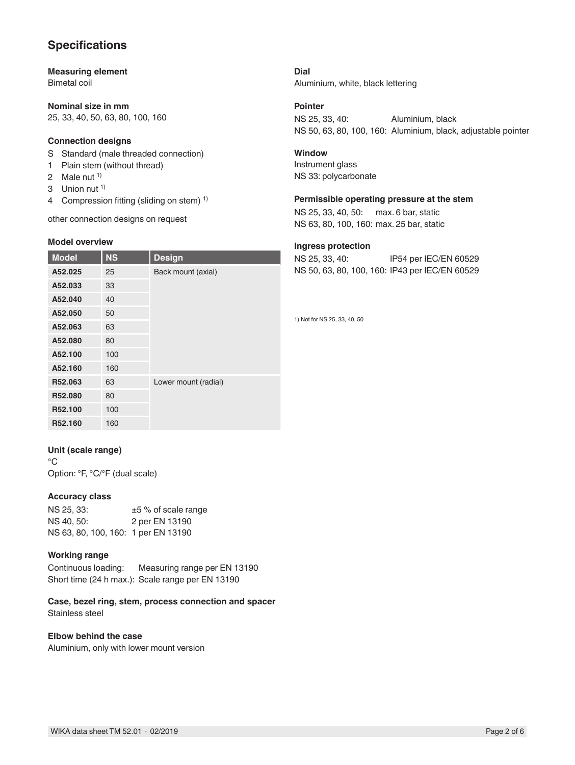## Specifications

### Measuring element
Bimetal coil

### Nominal size in mm
25, 33, 40, 50, 63, 80, 100, 160

### Connection designs
- S Standard (male threaded connection)
- 1 Plain stem (without thread)
- 2 Male nut [1)]
- 3 Union nut [1)]
- 4 Compression fitting (sliding on stem) [1)]

other connection designs on request

### Model overview

| Model | NS | Design |
|---|---|---|
| A52.025 | 25 | Back mount (axial) |
| A52.033 | 33 | |
| A52.040 | 40 | |
| A52.050 | 50 | |
| A52.063 | 63 | |
| A52.080 | 80 | |
| A52.100 | 100 | |
| A52.160 | 160 | |
| R52.063 | 63 | Lower mount (radial) |
| R52.080 | 80 | |
| R52.100 | 100 | |
| R52.160 | 160 | |

### Unit (scale range)
°C
Option: °F, °C/°F (dual scale)

### Accuracy class
NS 25, 33: ±5 % of scale range
NS 40, 50: 2 per EN 13190
NS 63, 80, 100, 160: 1 per EN 13190

### Working range
Continuous loading: Measuring range per EN 13190
Short time (24 h max.): Scale range per EN 13190

### Case, bezel ring, stem, process connection and spacer
Stainless steel

### Elbow behind the case
Aluminium, only with lower mount version

### Dial
Aluminium, white, black lettering

### Pointer
NS 25, 33, 40: Aluminium, black
NS 50, 63, 80, 100, 160: Aluminium, black, adjustable pointer

### Window
Instrument glass
NS 33: polycarbonate

### Permissible operating pressure at the stem
NS 25, 33, 40, 50: max. 6 bar, static
NS 63, 80, 100, 160: max. 25 bar, static

### Ingress protection
NS 25, 33, 40: IP54 per IEC/EN 60529
NS 50, 63, 80, 100, 160: IP43 per IEC/EN 60529

1) Not for NS 25, 33, 40, 50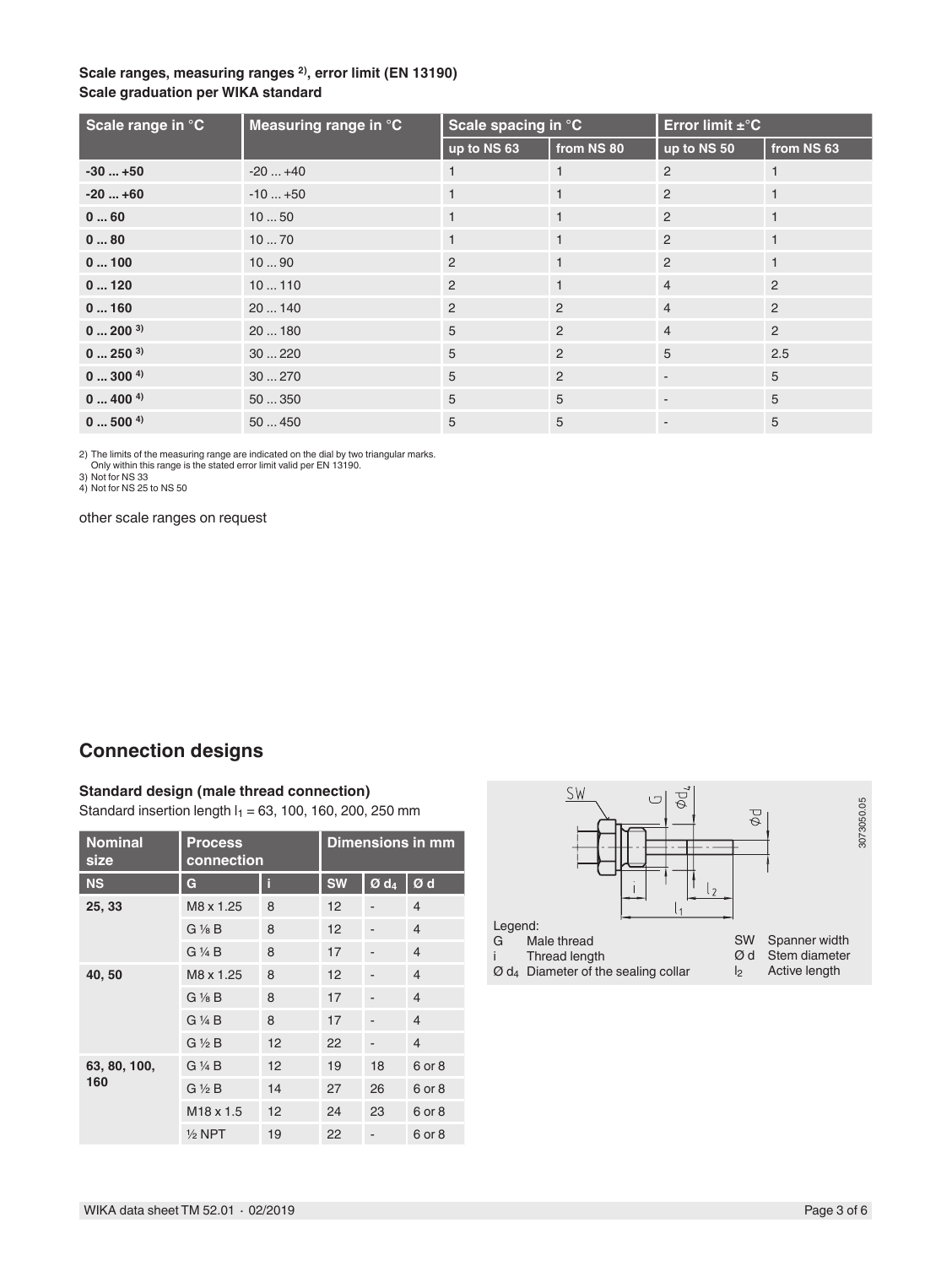**Scale ranges, measuring ranges [2], error limit (EN 13190)**
**Scale graduation per WIKA standard**

| Scale range in °C | Measuring range in °C | Scale spacing in °C | | Error limit ±°C | |
|---|---|---|---|---|---|
| | | up to NS 63 | from NS 80 | up to NS 50 | from NS 63 |
| **-30 ... +50** | -20 ... +40 | 1 | 1 | 2 | 1 |
| **-20 ... +60** | -10 ... +50 | 1 | 1 | 2 | 1 |
| **0 ... 60** | 10 ... 50 | 1 | 1 | 2 | 1 |
| **0 ... 80** | 10 ... 70 | 1 | 1 | 2 | 1 |
| **0 ... 100** | 10 ... 90 | 2 | 1 | 2 | 1 |
| **0 ... 120** | 10 ... 110 | 2 | 1 | 4 | 2 |
| **0 ... 160** | 20 ... 140 | 2 | 2 | 4 | 2 |
| **0 ... 200 [3]** | 20 ... 180 | 5 | 2 | 4 | 2 |
| **0 ... 250 [3]** | 30 ... 220 | 5 | 2 | 5 | 2.5 |
| **0 ... 300 [4]** | 30 ... 270 | 5 | 2 | - | 5 |
| **0 ... 400 [4]** | 50 ... 350 | 5 | 5 | - | 5 |
| **0 ... 500 [4]** | 50 ... 450 | 5 | 5 | - | 5 |

2) The limits of the measuring range are indicated on the dial by two triangular marks.
Only within this range is the stated error limit valid per EN 13190.
3) Not for NS 33
4) Not for NS 25 to NS 50

other scale ranges on request

## Connection designs

### Standard design (male thread connection)

Standard insertion length $l_1$ = 63, 100, 160, 200, 250 mm

| Nominal size | Process connection | | Dimensions in mm | | |
|---|---|---|---|---|---|
| **NS** | **G** | **i** | **SW** | **Ø $d_4$** | **Ø d** |
| **25, 33** | M8 x 1.25 | 8 | 12 | - | 4 |
| | G ⅛ B | 8 | 12 | - | 4 |
| | G ¼ B | 8 | 17 | - | 4 |
| **40, 50** | M8 x 1.25 | 8 | 12 | - | 4 |
| | G ⅛ B | 8 | 17 | - | 4 |
| | G ¼ B | 8 | 17 | - | 4 |
| | G ½ B | 12 | 22 | - | 4 |
| **63, 80, 100, 160** | G ¼ B | 12 | 19 | 18 | 6 or 8 |
| | G ½ B | 14 | 27 | 26 | 6 or 8 |
| | M18 x 1.5 | 12 | 24 | 23 | 6 or 8 |
| | ½ NPT | 19 | 22 | - | 6 or 8 |

3073050.05

Legend:
G Male thread
i Thread length
Ø $d_4$ Diameter of the sealing collar
SW Spanner width
Ø d Stem diameter
$l_2$ Active length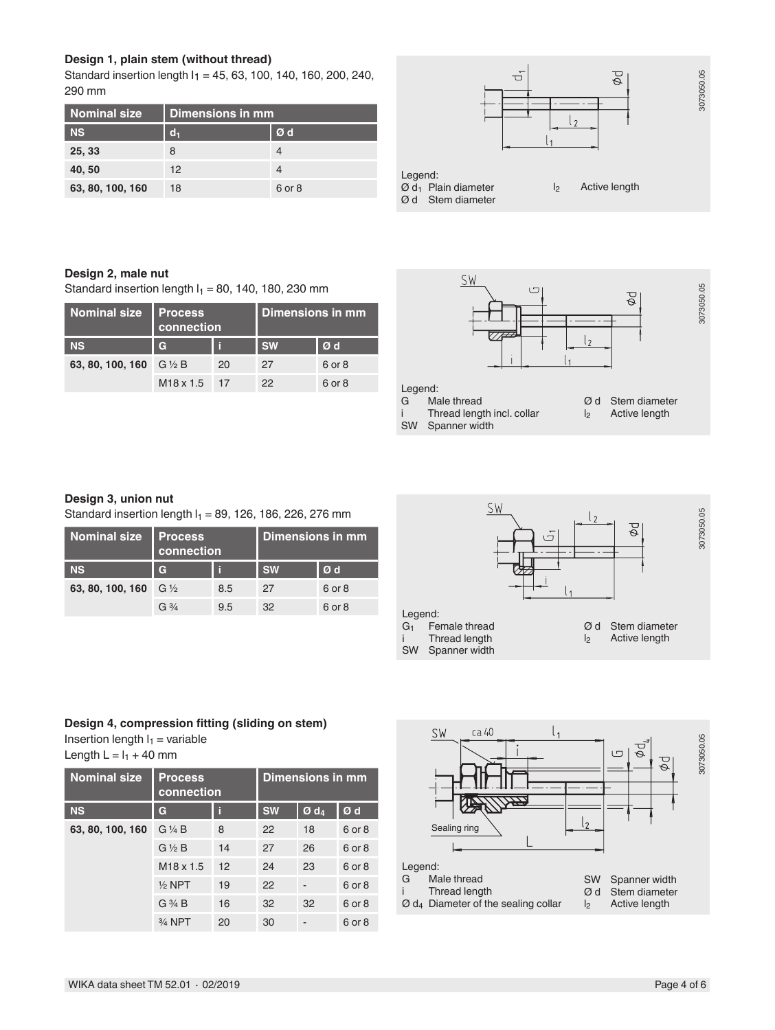### Design 1, plain stem (without thread)

Standard insertion length $l_1$ = 45, 63, 100, 140, 160, 200, 240, 290 mm

| Nominal size | Dimensions in mm | |
|---|---|---|
| **NS** | $d_1$ | Ø d |
| **25, 33** | 8 | 4 |
| **40, 50** | 12 | 4 |
| **63, 80, 100, 160** | 18 | 6 or 8 |

Legend:
Ø $d_1$ Plain diameter
Ø d Stem diameter
$l_2$ Active length

### Design 2, male nut

Standard insertion length $l_1$ = 80, 140, 180, 230 mm

| Nominal size | Process connection | | Dimensions in mm | |
|---|---|---|---|---|
| **NS** | G | i | SW | Ø d |
| **63, 80, 100, 160** | G ½ B | 20 | 27 | 6 or 8 |
| | M18 x 1.5 | 17 | 22 | 6 or 8 |

Legend:
G Male thread
i Thread length incl. collar
SW Spanner width
Ø d Stem diameter
$l_2$ Active length

### Design 3, union nut

Standard insertion length $l_1$ = 89, 126, 186, 226, 276 mm

| Nominal size | Process connection | | Dimensions in mm | |
|---|---|---|---|---|
| **NS** | G | i | SW | Ø d |
| **63, 80, 100, 160** | G ½ | 8.5 | 27 | 6 or 8 |
| | G ¾ | 9.5 | 32 | 6 or 8 |

Legend:
$G_1$ Female thread
i Thread length
SW Spanner width
Ø d Stem diameter
$l_2$ Active length

### Design 4, compression fitting (sliding on stem)

Insertion length $l_1$ = variable
Length L = $l_1$ + 40 mm

| Nominal size | Process connection | | Dimensions in mm | | |
|---|---|---|---|---|---|
| **NS** | G | i | SW | Ø $d_4$ | Ø d |
| **63, 80, 100, 160** | G ¼ B | 8 | 22 | 18 | 6 or 8 |
| | G ½ B | 14 | 27 | 26 | 6 or 8 |
| | M18 x 1.5 | 12 | 24 | 23 | 6 or 8 |
| | ½ NPT | 19 | 22 | - | 6 or 8 |
| | G ¾ B | 16 | 32 | 32 | 6 or 8 |
| | ¾ NPT | 20 | 30 | - | 6 or 8 |

Sealing ring

Legend:
G Male thread
i Thread length
Ø $d_4$ Diameter of the sealing collar
SW Spanner width
Ø d Stem diameter
$l_2$ Active length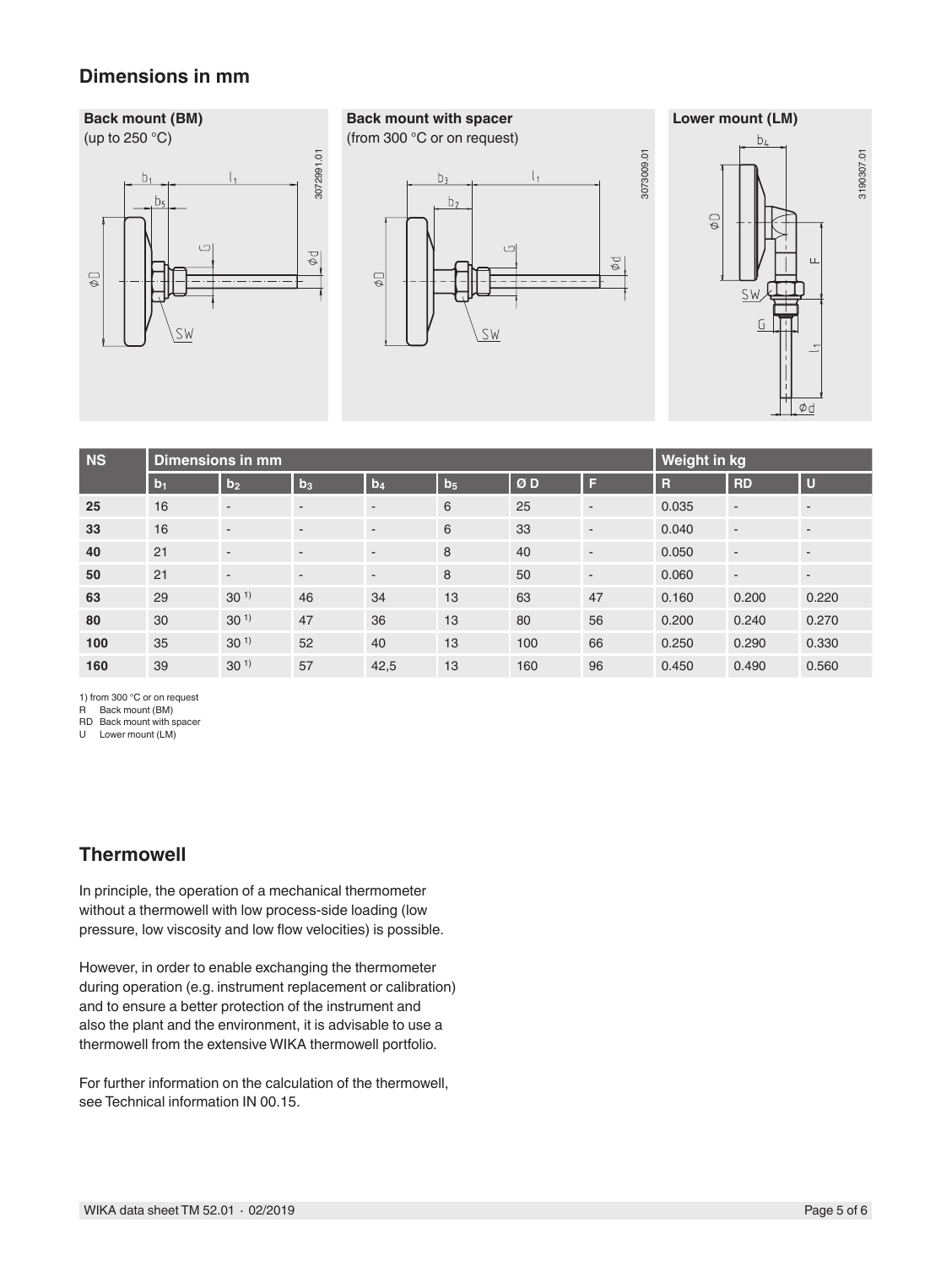## Dimensions in mm

**Back mount (BM)**
(up to 250 °C)

**Back mount with spacer**
(from 300 °C or on request)

**Lower mount (LM)**

| NS | Dimensions in mm | | | | | | | Weight in kg | | |
|---|---|---|---|---|---|---|---|---|---|---|
| | $b_1$ | $b_2$ | $b_3$ | $b_4$ | $b_5$ | Ø D | F | R | RD | U |
| **25** | 16 | - | - | - | 6 | 25 | - | 0.035 | - | - |
| **33** | 16 | - | - | - | 6 | 33 | - | 0.040 | - | - |
| **40** | 21 | - | - | - | 8 | 40 | - | 0.050 | - | - |
| **50** | 21 | - | - | - | 8 | 50 | - | 0.060 | - | - |
| **63** | 29 | 30 [1)] | 46 | 34 | 13 | 63 | 47 | 0.160 | 0.200 | 0.220 |
| **80** | 30 | 30 [1)] | 47 | 36 | 13 | 80 | 56 | 0.200 | 0.240 | 0.270 |
| **100** | 35 | 30 [1)] | 52 | 40 | 13 | 100 | 66 | 0.250 | 0.290 | 0.330 |
| **160** | 39 | 30 [1)] | 57 | 42,5 | 13 | 160 | 96 | 0.450 | 0.490 | 0.560 |

1) from 300 °C or on request
R Back mount (BM)
RD Back mount with spacer
U Lower mount (LM)

## Thermowell

In principle, the operation of a mechanical thermometer without a thermowell with low process-side loading (low pressure, low viscosity and low flow velocities) is possible.

However, in order to enable exchanging the thermometer during operation (e.g. instrument replacement or calibration) and to ensure a better protection of the instrument and also the plant and the environment, it is advisable to use a thermowell from the extensive WIKA thermowell portfolio.

For further information on the calculation of the thermowell, see Technical information IN 00.15.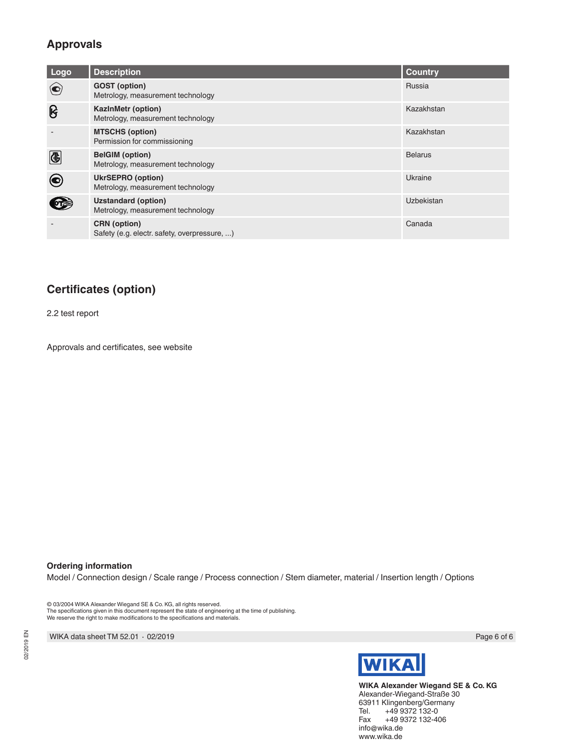## Approvals

| Logo | Description | Country |
|---|---|---|
| | **GOST (option)**<br>Metrology, measurement technology | Russia |
| | **KazInMetr (option)**<br>Metrology, measurement technology | Kazakhstan |
| - | **MTSCHS (option)**<br>Permission for commissioning | Kazakhstan |
| | **BelGIM (option)**<br>Metrology, measurement technology | Belarus |
| | **UkrSEPRO (option)**<br>Metrology, measurement technology | Ukraine |
| | **Uzstandard (option)**<br>Metrology, measurement technology | Uzbekistan |
| - | **CRN (option)**<br>Safety (e.g. electr. safety, overpressure, ...) | Canada |

## Certificates (option)

2.2 test report

Approvals and certificates, see website

**Ordering information**

Model / Connection design / Scale range / Process connection / Stem diameter, material / Insertion length / Options

© 03/2004 WIKA Alexander Wiegand SE & Co. KG, all rights reserved.
The specifications given in this document represent the state of engineering at the time of publishing.
We reserve the right to make modifications to the specifications and materials.

WIKA data sheet TM 52.01 · 02/2019

**WIKA Alexander Wiegand SE & Co. KG**
Alexander-Wiegand-Straße 30
63911 Klingenberg/Germany
Tel. +49 9372 132-0
Fax +49 9372 132-406
info@wika.de
www.wika.de